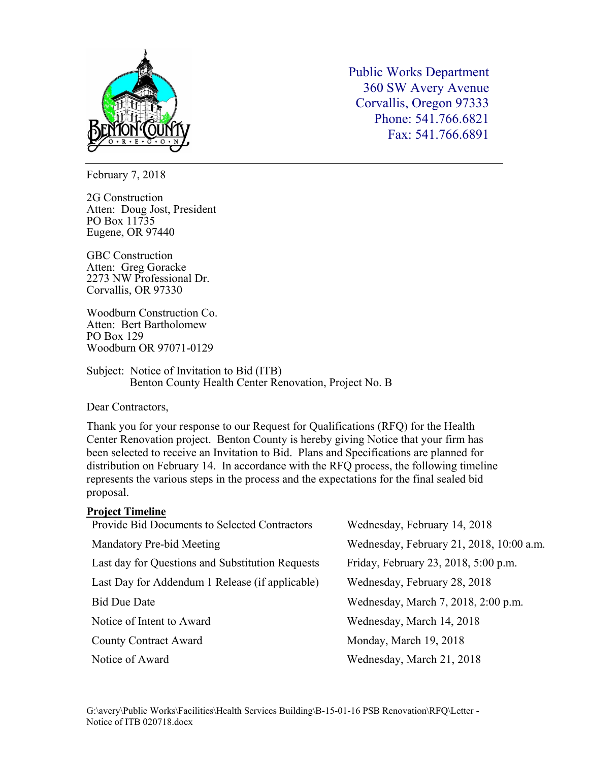Public Works Department
360 SW Avery Avenue
Corvallis, Oregon 97333
Phone: 541.766.6821
Fax: 541.766.6891

February 7, 2018

2G Construction
Atten: Doug Jost, President
PO Box 11735
Eugene, OR 97440

GBC Construction
Atten: Greg Goracke
2273 NW Professional Dr.
Corvallis, OR 97330

Woodburn Construction Co.
Atten: Bert Bartholomew
PO Box 129
Woodburn OR 97071-0129

Subject: Notice of Invitation to Bid (ITB)
Benton County Health Center Renovation, Project No. B

Dear Contractors,

Thank you for your response to our Request for Qualifications (RFQ) for the Health Center Renovation project. Benton County is hereby giving Notice that your firm has been selected to receive an Invitation to Bid. Plans and Specifications are planned for distribution on February 14. In accordance with the RFQ process, the following timeline represents the various steps in the process and the expectations for the final sealed bid proposal.

**Project Timeline**

| | |
|---|---|
| Provide Bid Documents to Selected Contractors | Wednesday, February 14, 2018 |
| Mandatory Pre-bid Meeting | Wednesday, February 21, 2018, 10:00 a.m. |
| Last day for Questions and Substitution Requests | Friday, February 23, 2018, 5:00 p.m. |
| Last Day for Addendum 1 Release (if applicable) | Wednesday, February 28, 2018 |
| Bid Due Date | Wednesday, March 7, 2018, 2:00 p.m. |
| Notice of Intent to Award | Wednesday, March 14, 2018 |
| County Contract Award | Monday, March 19, 2018 |
| Notice of Award | Wednesday, March 21, 2018 |

G:\avery\Public Works\Facilities\Health Services Building\B-15-01-16 PSB Renovation\RFQ\Letter - Notice of ITB 020718.docx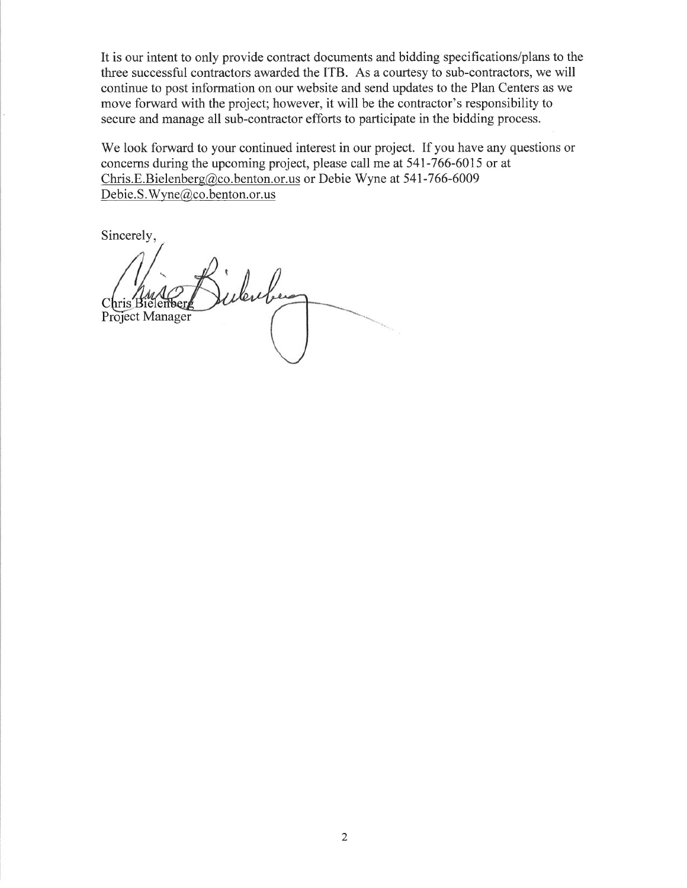It is our intent to only provide contract documents and bidding specifications/plans to the three successful contractors awarded the ITB. As a courtesy to sub-contractors, we will continue to post information on our website and send updates to the Plan Centers as we move forward with the project; however, it will be the contractor's responsibility to secure and manage all sub-contractor efforts to participate in the bidding process.

We look forward to your continued interest in our project. If you have any questions or concerns during the upcoming project, please call me at 541-766-6015 or at Chris.E.Bielenberg@co.benton.or.us or Debie Wyne at 541-766-6009 Debie.S.Wyne@co.benton.or.us

Sincerely,

Chris Bielenberg
Project Manager